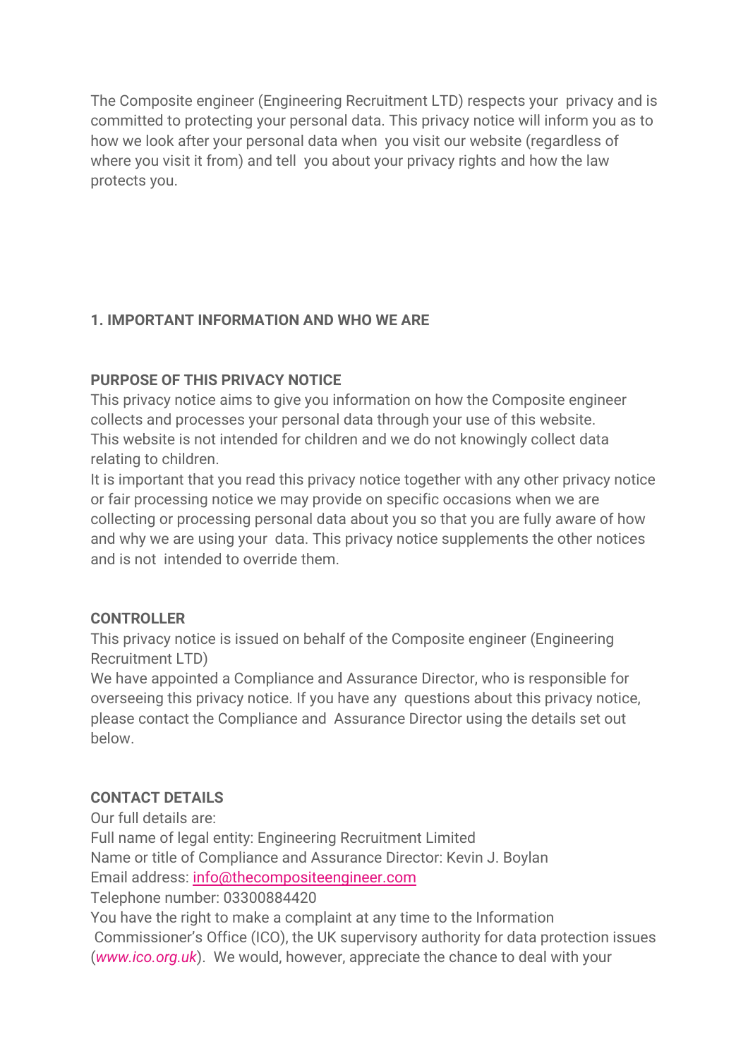The Composite engineer (Engineering Recruitment LTD) respects your privacy and is committed to protecting your personal data. This privacy notice will inform you as to how we look after your personal data when you visit our website (regardless of where you visit it from) and tell you about your privacy rights and how the law protects you.

## 1. IMPORTANT INFORMATION AND WHO WE ARE

### PURPOSE OF THIS PRIVACY NOTICE

This privacy notice aims to give you information on how the Composite engineer collects and processes your personal data through your use of this website.
This website is not intended for children and we do not knowingly collect data relating to children.
It is important that you read this privacy notice together with any other privacy notice or fair processing notice we may provide on specific occasions when we are collecting or processing personal data about you so that you are fully aware of how and why we are using your data. This privacy notice supplements the other notices and is not intended to override them.

### CONTROLLER

This privacy notice is issued on behalf of the Composite engineer (Engineering Recruitment LTD)
We have appointed a Compliance and Assurance Director, who is responsible for overseeing this privacy notice. If you have any questions about this privacy notice, please contact the Compliance and Assurance Director using the details set out below.

### CONTACT DETAILS

Our full details are:
Full name of legal entity: Engineering Recruitment Limited
Name or title of Compliance and Assurance Director: Kevin J. Boylan
Email address: info@thecompositeengineer.com
Telephone number: 03300884420
You have the right to make a complaint at any time to the Information Commissioner's Office (ICO), the UK supervisory authority for data protection issues (*www.ico.org.uk*). We would, however, appreciate the chance to deal with your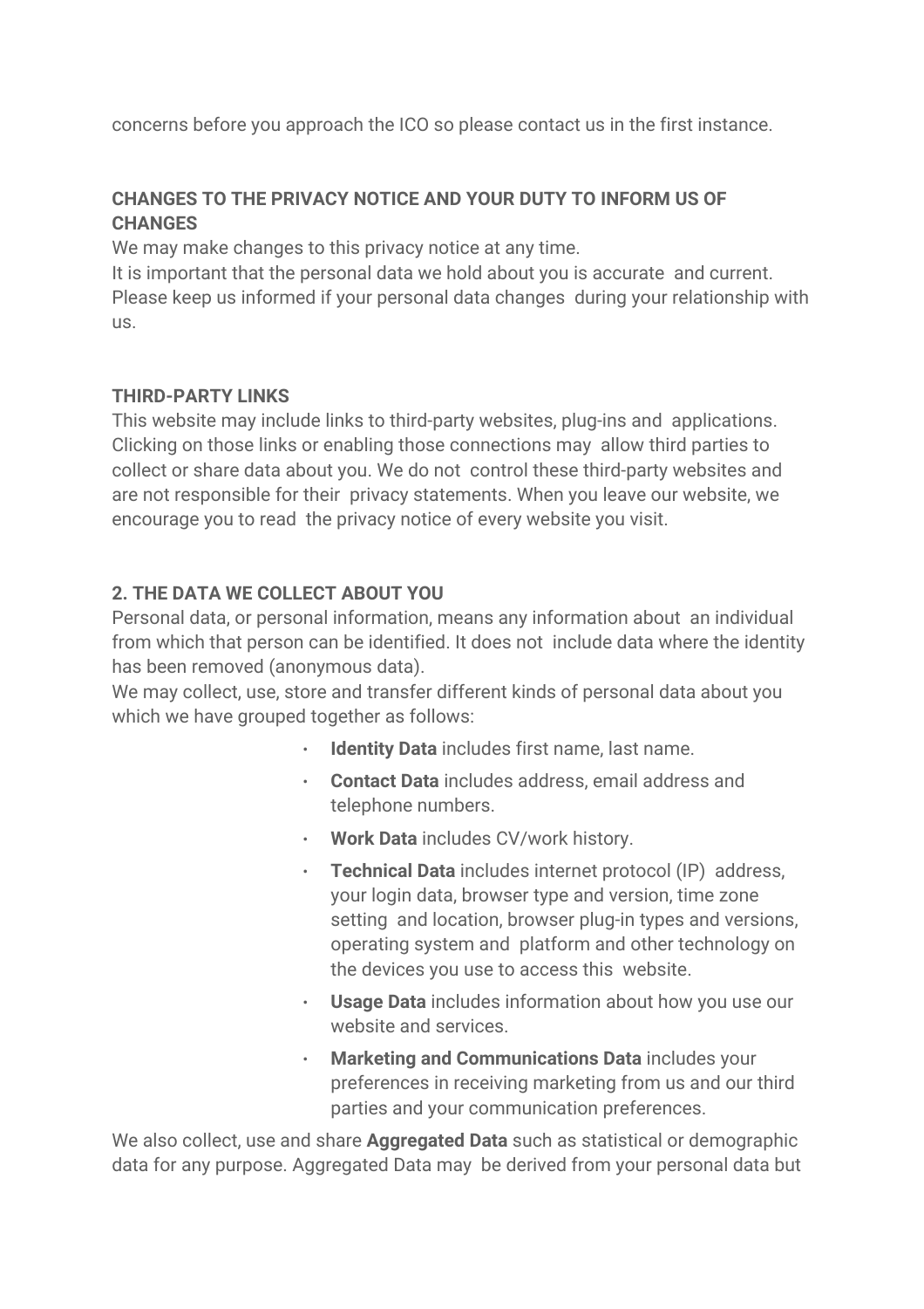concerns before you approach the ICO so please contact us in the first instance.

**CHANGES TO THE PRIVACY NOTICE AND YOUR DUTY TO INFORM US OF CHANGES**

We may make changes to this privacy notice at any time.

It is important that the personal data we hold about you is accurate and current. Please keep us informed if your personal data changes during your relationship with us.

**THIRD-PARTY LINKS**

This website may include links to third-party websites, plug-ins and applications. Clicking on those links or enabling those connections may allow third parties to collect or share data about you. We do not control these third-party websites and are not responsible for their privacy statements. When you leave our website, we encourage you to read the privacy notice of every website you visit.

**2. THE DATA WE COLLECT ABOUT YOU**

Personal data, or personal information, means any information about an individual from which that person can be identified. It does not include data where the identity has been removed (anonymous data).

We may collect, use, store and transfer different kinds of personal data about you which we have grouped together as follows:

- **Identity Data** includes first name, last name.
- **Contact Data** includes address, email address and telephone numbers.
- **Work Data** includes CV/work history.
- **Technical Data** includes internet protocol (IP) address, your login data, browser type and version, time zone setting and location, browser plug-in types and versions, operating system and platform and other technology on the devices you use to access this website.
- **Usage Data** includes information about how you use our website and services.
- **Marketing and Communications Data** includes your preferences in receiving marketing from us and our third parties and your communication preferences.

We also collect, use and share **Aggregated Data** such as statistical or demographic data for any purpose. Aggregated Data may be derived from your personal data but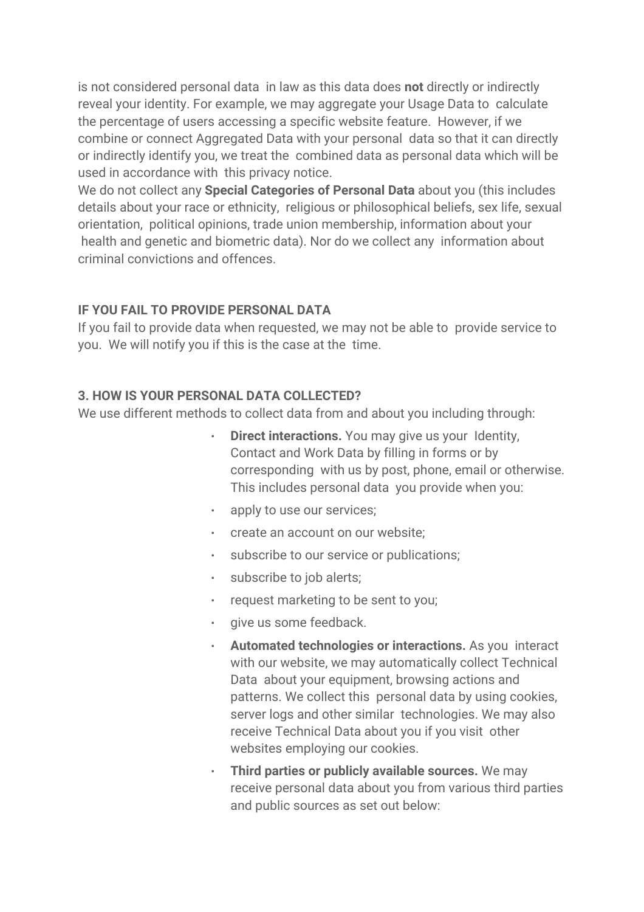is not considered personal data in law as this data does **not** directly or indirectly reveal your identity. For example, we may aggregate your Usage Data to calculate the percentage of users accessing a specific website feature. However, if we combine or connect Aggregated Data with your personal data so that it can directly or indirectly identify you, we treat the combined data as personal data which will be used in accordance with this privacy notice.

We do not collect any **Special Categories of Personal Data** about you (this includes details about your race or ethnicity, religious or philosophical beliefs, sex life, sexual orientation, political opinions, trade union membership, information about your health and genetic and biometric data). Nor do we collect any information about criminal convictions and offences.

**IF YOU FAIL TO PROVIDE PERSONAL DATA**

If you fail to provide data when requested, we may not be able to provide service to you. We will notify you if this is the case at the time.

**3. HOW IS YOUR PERSONAL DATA COLLECTED?**

We use different methods to collect data from and about you including through:

- **Direct interactions.** You may give us your Identity, Contact and Work Data by filling in forms or by corresponding with us by post, phone, email or otherwise. This includes personal data you provide when you:
- apply to use our services;
- create an account on our website;
- subscribe to our service or publications;
- subscribe to job alerts;
- request marketing to be sent to you;
- give us some feedback.
- **Automated technologies or interactions.** As you interact with our website, we may automatically collect Technical Data about your equipment, browsing actions and patterns. We collect this personal data by using cookies, server logs and other similar technologies. We may also receive Technical Data about you if you visit other websites employing our cookies.
- **Third parties or publicly available sources.** We may receive personal data about you from various third parties and public sources as set out below: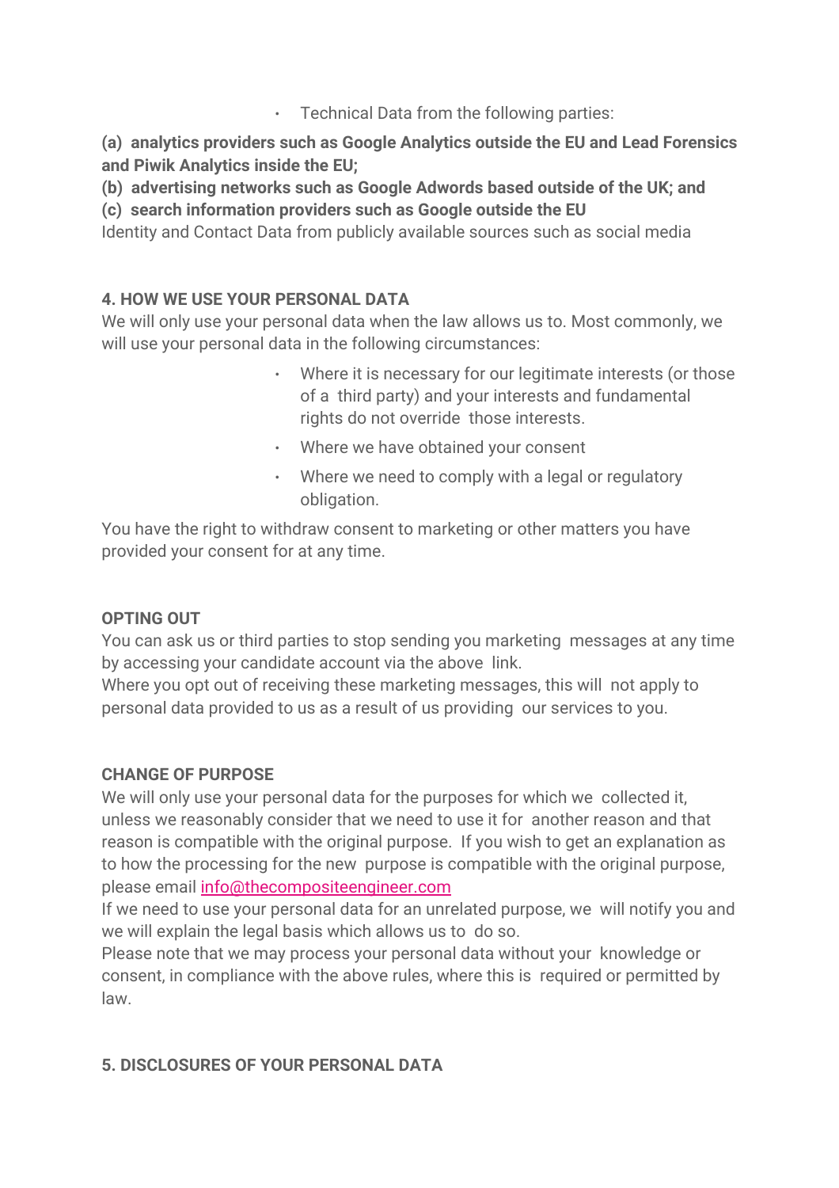- Technical Data from the following parties:

**(a) analytics providers such as Google Analytics outside the EU and Lead Forensics and Piwik Analytics inside the EU;**

**(b) advertising networks such as Google Adwords based outside of the UK; and**

**(c) search information providers such as Google outside the EU**

Identity and Contact Data from publicly available sources such as social media

## 4. HOW WE USE YOUR PERSONAL DATA

We will only use your personal data when the law allows us to. Most commonly, we will use your personal data in the following circumstances:

- Where it is necessary for our legitimate interests (or those of a third party) and your interests and fundamental rights do not override those interests.
- Where we have obtained your consent
- Where we need to comply with a legal or regulatory obligation.

You have the right to withdraw consent to marketing or other matters you have provided your consent for at any time.

### OPTING OUT

You can ask us or third parties to stop sending you marketing messages at any time by accessing your candidate account via the above link.

Where you opt out of receiving these marketing messages, this will not apply to personal data provided to us as a result of us providing our services to you.

### CHANGE OF PURPOSE

We will only use your personal data for the purposes for which we collected it, unless we reasonably consider that we need to use it for another reason and that reason is compatible with the original purpose. If you wish to get an explanation as to how the processing for the new purpose is compatible with the original purpose, please email info@thecompositeengineer.com

If we need to use your personal data for an unrelated purpose, we will notify you and we will explain the legal basis which allows us to do so.

Please note that we may process your personal data without your knowledge or consent, in compliance with the above rules, where this is required or permitted by law.

## 5. DISCLOSURES OF YOUR PERSONAL DATA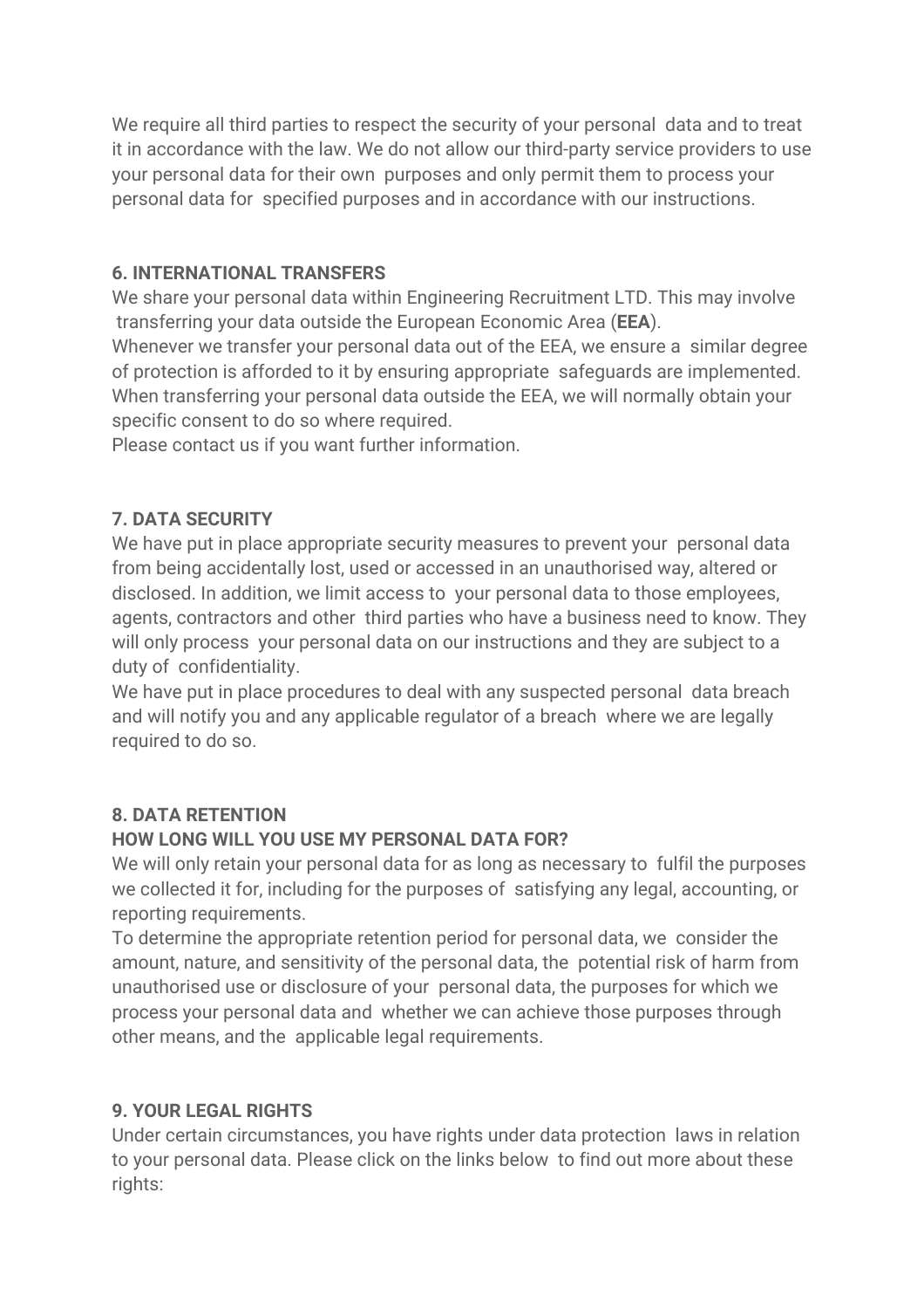We require all third parties to respect the security of your personal data and to treat it in accordance with the law. We do not allow our third-party service providers to use your personal data for their own purposes and only permit them to process your personal data for specified purposes and in accordance with our instructions.

## 6. INTERNATIONAL TRANSFERS

We share your personal data within Engineering Recruitment LTD. This may involve transferring your data outside the European Economic Area (**EEA**).

Whenever we transfer your personal data out of the EEA, we ensure a similar degree of protection is afforded to it by ensuring appropriate safeguards are implemented. When transferring your personal data outside the EEA, we will normally obtain your specific consent to do so where required.

Please contact us if you want further information.

## 7. DATA SECURITY

We have put in place appropriate security measures to prevent your personal data from being accidentally lost, used or accessed in an unauthorised way, altered or disclosed. In addition, we limit access to your personal data to those employees, agents, contractors and other third parties who have a business need to know. They will only process your personal data on our instructions and they are subject to a duty of confidentiality.

We have put in place procedures to deal with any suspected personal data breach and will notify you and any applicable regulator of a breach where we are legally required to do so.

## 8. DATA RETENTION

### HOW LONG WILL YOU USE MY PERSONAL DATA FOR?

We will only retain your personal data for as long as necessary to fulfil the purposes we collected it for, including for the purposes of satisfying any legal, accounting, or reporting requirements.

To determine the appropriate retention period for personal data, we consider the amount, nature, and sensitivity of the personal data, the potential risk of harm from unauthorised use or disclosure of your personal data, the purposes for which we process your personal data and whether we can achieve those purposes through other means, and the applicable legal requirements.

## 9. YOUR LEGAL RIGHTS

Under certain circumstances, you have rights under data protection laws in relation to your personal data. Please click on the links below to find out more about these rights: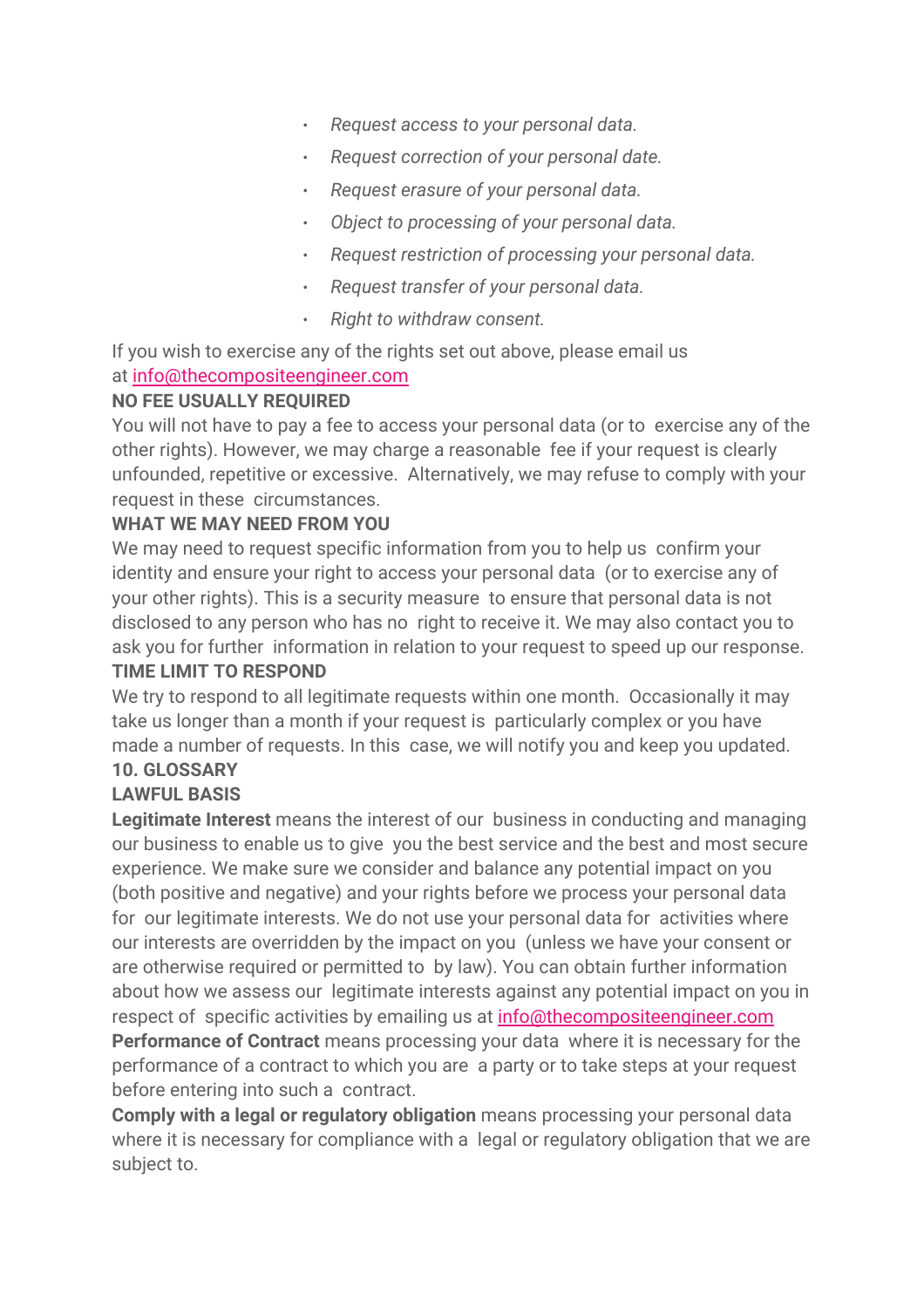- *Request access to your personal data.*
- *Request correction of your personal date.*
- *Request erasure of your personal data.*
- *Object to processing of your personal data.*
- *Request restriction of processing your personal data.*
- *Request transfer of your personal data.*
- *Right to withdraw consent.*

If you wish to exercise any of the rights set out above, please email us at [info@thecompositeengineer.com](mailto:info@thecompositeengineer.com)

**NO FEE USUALLY REQUIRED**

You will not have to pay a fee to access your personal data (or to exercise any of the other rights). However, we may charge a reasonable fee if your request is clearly unfounded, repetitive or excessive. Alternatively, we may refuse to comply with your request in these circumstances.

**WHAT WE MAY NEED FROM YOU**

We may need to request specific information from you to help us confirm your identity and ensure your right to access your personal data (or to exercise any of your other rights). This is a security measure to ensure that personal data is not disclosed to any person who has no right to receive it. We may also contact you to ask you for further information in relation to your request to speed up our response.

**TIME LIMIT TO RESPOND**

We try to respond to all legitimate requests within one month. Occasionally it may take us longer than a month if your request is particularly complex or you have made a number of requests. In this case, we will notify you and keep you updated.

**10. GLOSSARY**

**LAWFUL BASIS**

**Legitimate Interest** means the interest of our business in conducting and managing our business to enable us to give you the best service and the best and most secure experience. We make sure we consider and balance any potential impact on you (both positive and negative) and your rights before we process your personal data for our legitimate interests. We do not use your personal data for activities where our interests are overridden by the impact on you (unless we have your consent or are otherwise required or permitted to by law). You can obtain further information about how we assess our legitimate interests against any potential impact on you in respect of specific activities by emailing us at [info@thecompositeengineer.com](mailto:info@thecompositeengineer.com)

**Performance of Contract** means processing your data where it is necessary for the performance of a contract to which you are a party or to take steps at your request before entering into such a contract.

**Comply with a legal or regulatory obligation** means processing your personal data where it is necessary for compliance with a legal or regulatory obligation that we are subject to.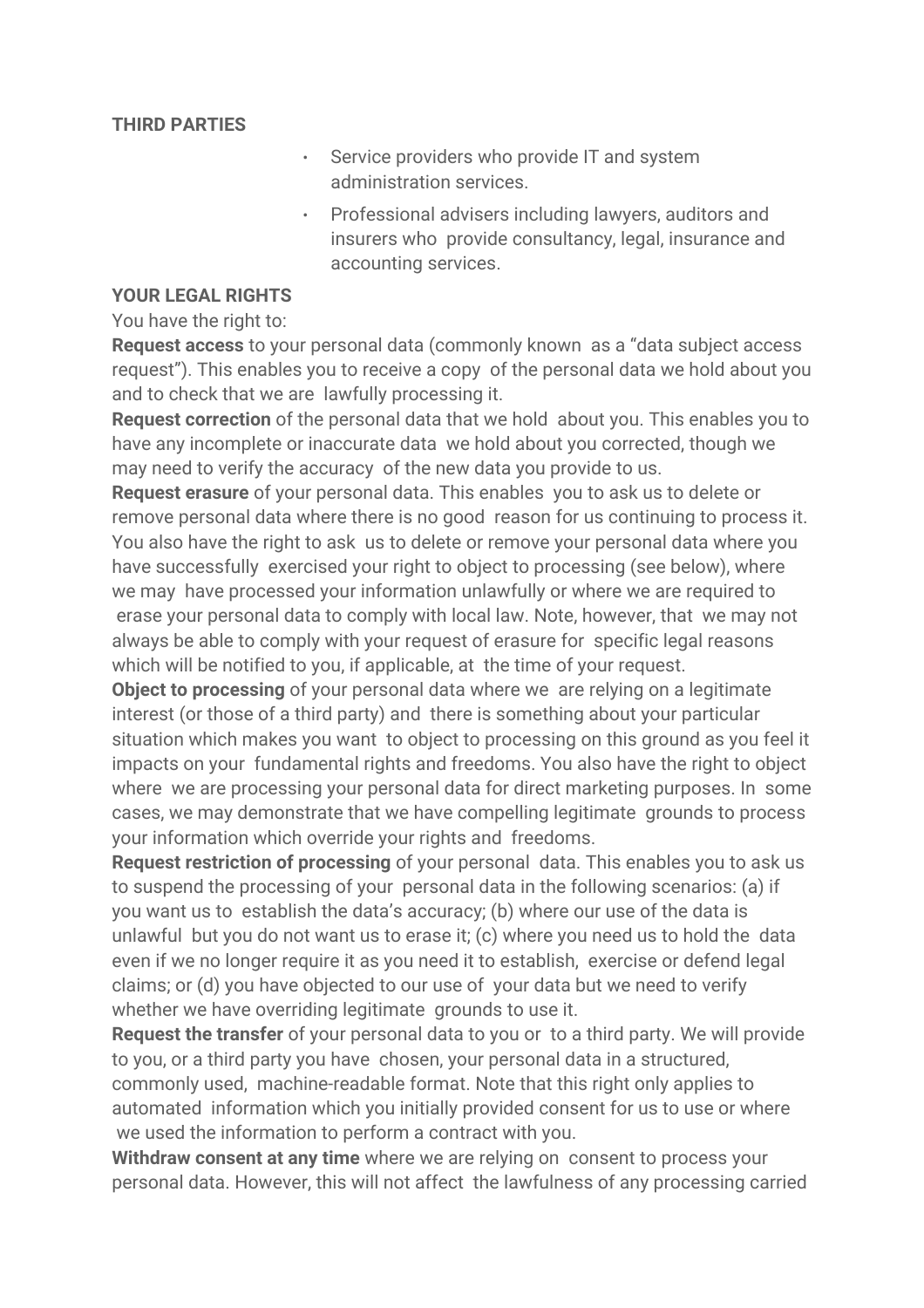**THIRD PARTIES**

- Service providers who provide IT and system administration services.
- Professional advisers including lawyers, auditors and insurers who provide consultancy, legal, insurance and accounting services.

**YOUR LEGAL RIGHTS**

You have the right to:

**Request access** to your personal data (commonly known as a "data subject access request"). This enables you to receive a copy of the personal data we hold about you and to check that we are lawfully processing it.

**Request correction** of the personal data that we hold about you. This enables you to have any incomplete or inaccurate data we hold about you corrected, though we may need to verify the accuracy of the new data you provide to us.

**Request erasure** of your personal data. This enables you to ask us to delete or remove personal data where there is no good reason for us continuing to process it. You also have the right to ask us to delete or remove your personal data where you have successfully exercised your right to object to processing (see below), where we may have processed your information unlawfully or where we are required to erase your personal data to comply with local law. Note, however, that we may not always be able to comply with your request of erasure for specific legal reasons which will be notified to you, if applicable, at the time of your request.

**Object to processing** of your personal data where we are relying on a legitimate interest (or those of a third party) and there is something about your particular situation which makes you want to object to processing on this ground as you feel it impacts on your fundamental rights and freedoms. You also have the right to object where we are processing your personal data for direct marketing purposes. In some cases, we may demonstrate that we have compelling legitimate grounds to process your information which override your rights and freedoms.

**Request restriction of processing** of your personal data. This enables you to ask us to suspend the processing of your personal data in the following scenarios: (a) if you want us to establish the data's accuracy; (b) where our use of the data is unlawful but you do not want us to erase it; (c) where you need us to hold the data even if we no longer require it as you need it to establish, exercise or defend legal claims; or (d) you have objected to our use of your data but we need to verify whether we have overriding legitimate grounds to use it.

**Request the transfer** of your personal data to you or to a third party. We will provide to you, or a third party you have chosen, your personal data in a structured, commonly used, machine-readable format. Note that this right only applies to automated information which you initially provided consent for us to use or where we used the information to perform a contract with you.

**Withdraw consent at any time** where we are relying on consent to process your personal data. However, this will not affect the lawfulness of any processing carried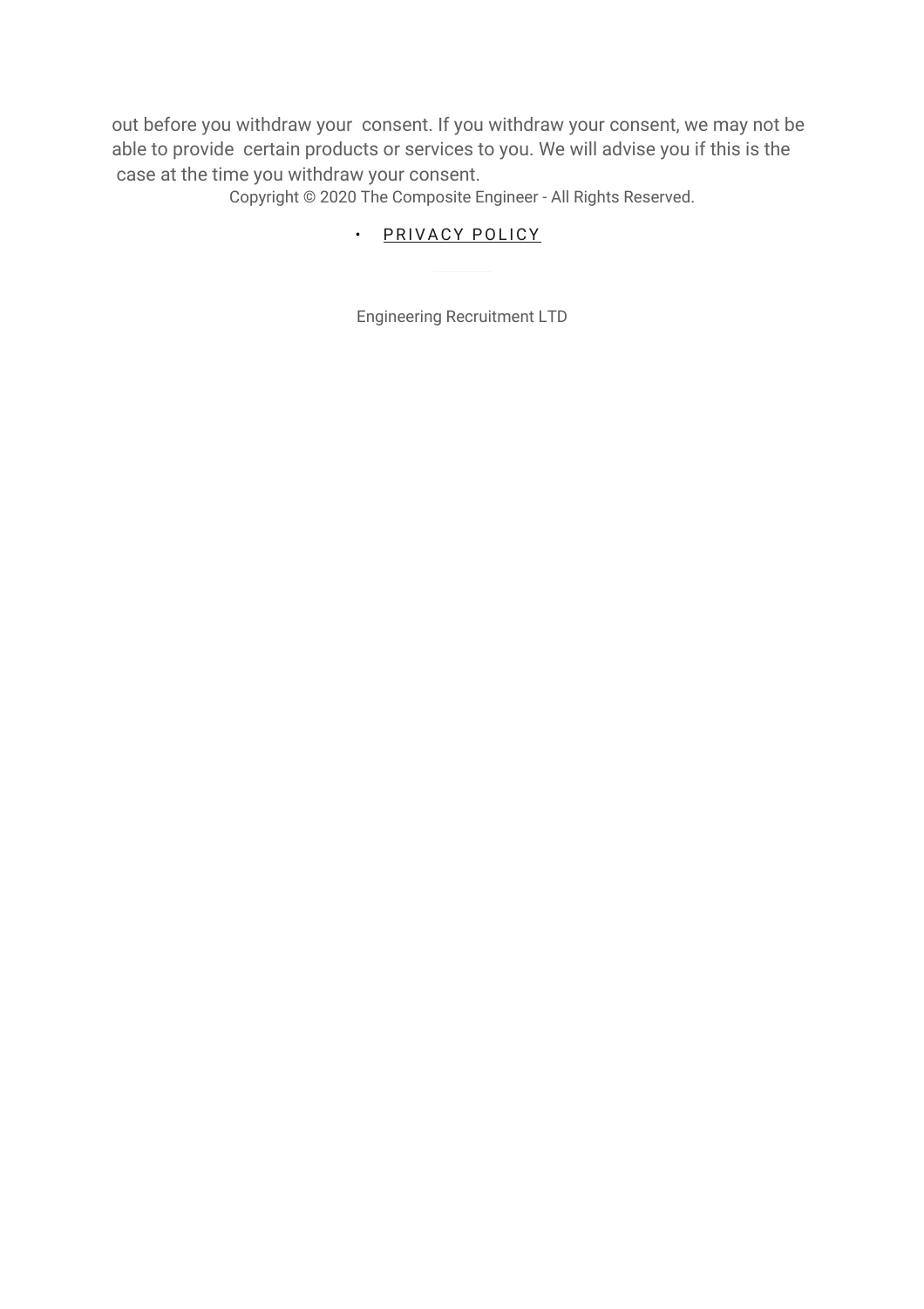out before you withdraw your consent. If you withdraw your consent, we may not be able to provide certain products or services to you. We will advise you if this is the case at the time you withdraw your consent.

Copyright © 2020 The Composite Engineer - All Rights Reserved.

- PRIVACY POLICY

Engineering Recruitment LTD